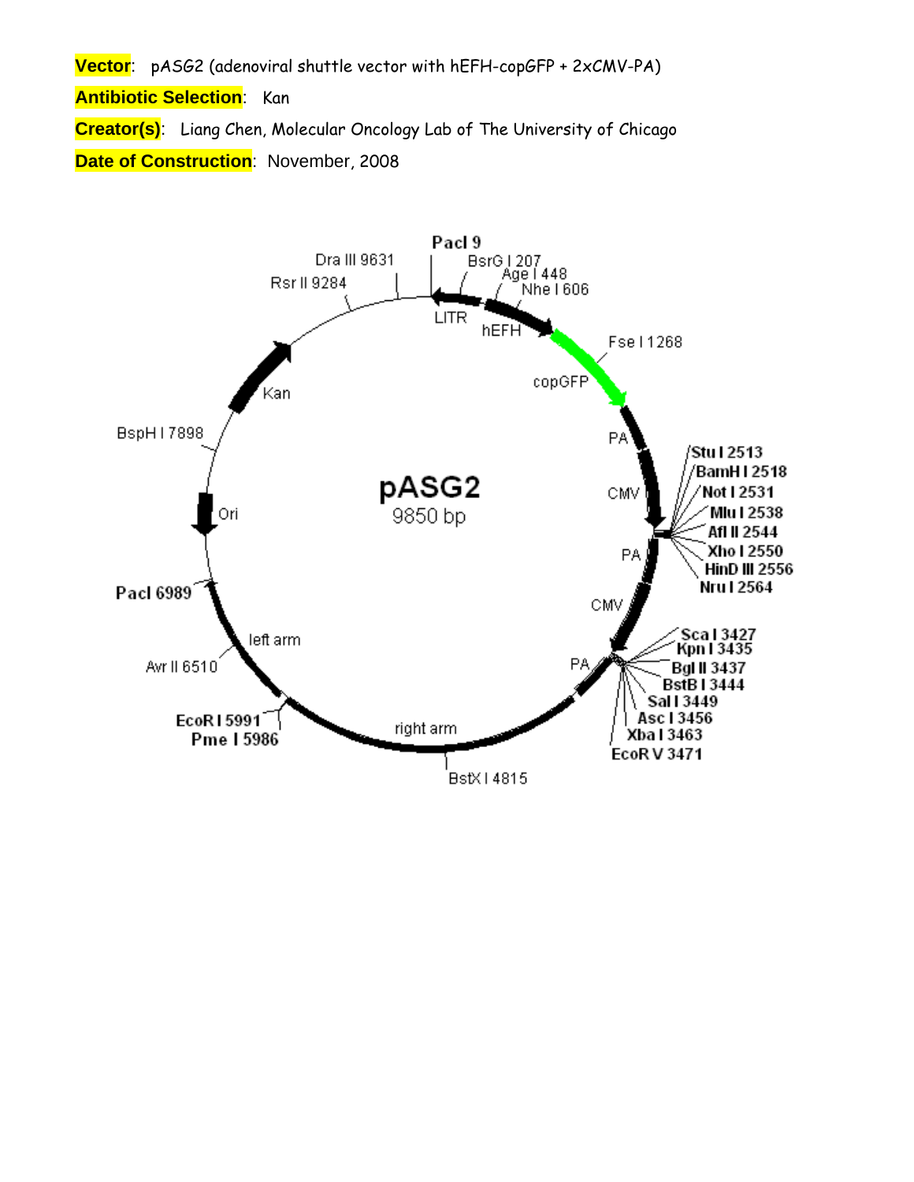**Vector**: pASG2 (adenoviral shuttle vector with hEFH-copGFP + 2xCMV-PA)

**Antibiotic Selection**: Kan

**Creator(s)**: Liang Chen, Molecular Oncology Lab of The University of Chicago

**Date of Construction**: November, 2008

pASG2
9850 bp

PacI 9
BsrG I 207
Age I 448
Nhe I 606
Fse I 1268
Stu I 2513
BamH I 2518
Not I 2531
Mlu I 2538
Afl II 2544
Xho I 2550
HinD III 2556
Nru I 2564
Sca I 3427
Kpn I 3435
Bgl II 3437
BstB I 3444
Sal I 3449
Asc I 3456
Xba I 3463
EcoR V 3471
BstX I 4815
EcoR I 5991
Pme I 5986
Avr II 6510
PacI 6989
BspH I 7898
Rsr II 9284
Dra III 9631

LITR
hEFH
copGFP
PA
CMV
PA
CMV
PA
right arm
left arm
Ori
Kan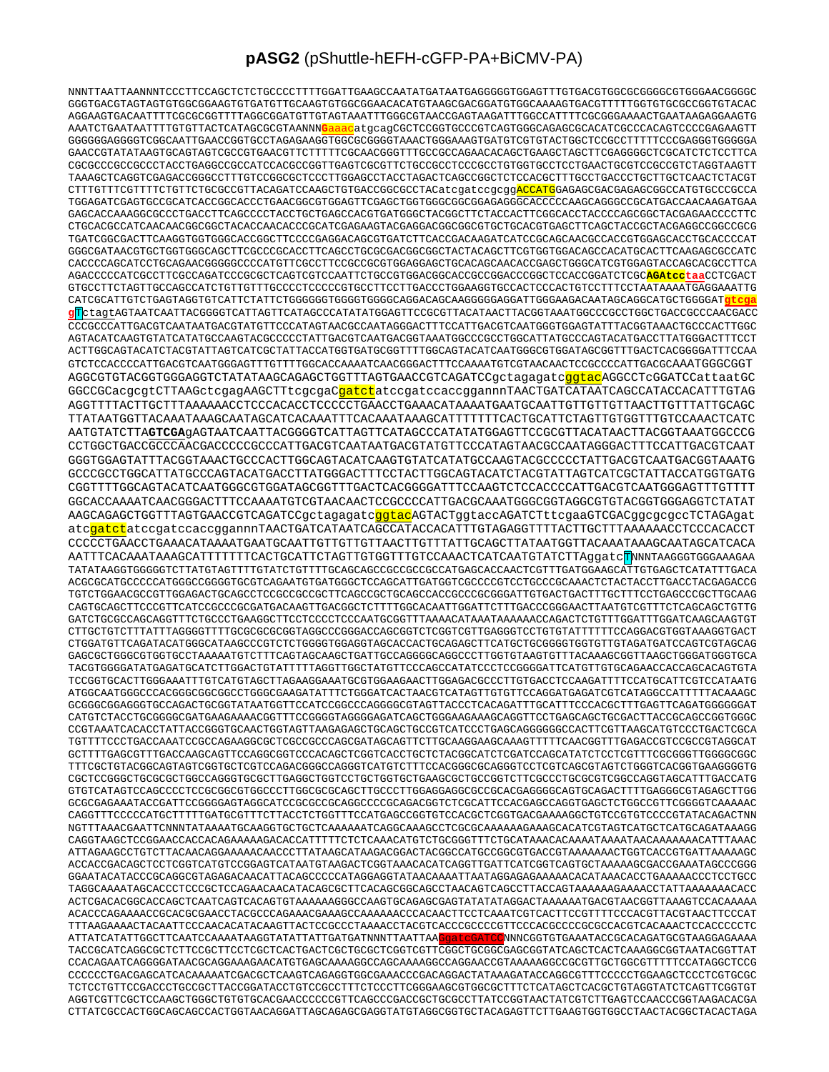# pASG2 (pShuttle-hEFH-cGFP-PA+BiCMV-PA)

```
NNNTTAATTAANNNTCCCTTCCAGCTCTCTGCCCCTTTTGGATTGAAGCCAATATGATAATGAGGGGGTGGAGTTTGTGACGTGGCGCGGGGCGTGGGAACGGGGC
GGGTGACGTAGTAGTGTGGCGGAAGTGTGATGTTGCAAGTGTGGCGGAACACATGTAAGCGACGGATGTGGCAAAAGTGACGTTTTTGGTGTGCGCCGGTGTACAC
AGGAAGTGACAATTTTCGCGCGGTTTTAGGCGGATGTTGTAGTAAATTTGGGCGTAACCGAGTAAGATTTGGCCATTTTCGCGGGAAAACTGAATAAGAGGAAGTG
AAATCTGAATAATTTTGTGTTACTCATAGCGCGTAANNNGaaacatgcagCGCTCCGGTGCCCGTCAGTGGGCAGAGCGCACATCGCCCACAGTCCCCGAGAAGTT
GGGGGGAGGGGTCGGCAATTGAACCGGTGCCTAGAGAAGGTGGCGCGGGGTAAACTGGGAAAGTGATGTCGTGTACTGGCTCCGCCTTTTTCCCGAGGGTGGGGGA
GAACCGTATATAAGTGCAGTAGTCGCCGTGAACGTTCTTTTTCGCAACGGGTTTGCCGCCAGAACACAGCTGAAGCTAGCTTCGAGGGGCTCGCATCTCTCCTTCA
CGCGCCCGCCGCCCTACCTGAGGCCGCCATCCACGCCGGTTGAGTCGCGTTCTGCCGCCTCCCGCCTGTGGTGCCTCCTGAACTGCGTCCGCCGTCTAGGTAAGTT
TAAAGCTCAGGTCGAGACCGGGCCTTTGTCCGGCGCTCCCTTGGAGCCTACCTAGACTCAGCCGGCTCTCCACGCTTTGCCTGACCCTGCTTGCTCAACTCTACGT
CTTTGTTTCGTTTTCTGTTCTGCGCCGTTACAGATCCAAGCTGTGACCGGCGCCTACatcgatccgcggACCATGGAGAGCGACGAGAGCGGCCATGTGCCCGCCA
TGGAGATCGAGTGCCGCATCACCGGCACCCTGAACGGCGTGGAGTTCGAGCTGGTGGGCGGCGGAGAGGGCACCCCCAAGCAGGGCCGCATGACCAACAAGATGAA
GAGCACCAAAGGCGCCCTGACCTTCAGCCCCTACCTGCTGAGCCACGTGATGGGCTACGGCTTCTACCACTTCGGCACCTACCCCAGCGGCTACGAGAACCCCTTC
CTGCACGCCATCAACAACGGCGGCTACACCAACACCCGCATCGAGAAGTACGAGGACGGCGGCGTGCTGCACGTGAGCTTCAGCTACCGCTACGAGGCCGGCCGCG
TGATCGGCGACTTCAAGGTGGTGGGCACCGGCTTCCCCGAGGACAGCGTGATCTTCACCGACAAGATCATCCGCAGCAACGCCACCGTGGAGCACCTGCACCCCAT
GGGCGATAACGTGCTGGTGGGCAGCTTCGCCCGCACCTTCAGCCTGCGCGACGGCGGCTACTACAGCTTCGTGGTGGACAGCCACATGCACTTCAAGAGCGCCATC
CACCCCAGCATCCTGCAGAACGGGGGCCCCATGTTCGCCTTCCGCCGCGTGGAGGAGCTGCACAGCAACACCGAGCTGGGCATCGTGGAGTACCAGCACGCCTTCA
AGACCCCCATCGCCTTCGCCAGATCCCGCGCTCAGTCGTCCAATTCTGCCGTGGACGGCACCGCCGGACCCGGCTCCACCGGATCTCGCAGAtcctaaCCTCGACT
GTGCCTTCTAGTTGCCAGCCATCTGTTGTTTGCCCCTCCCCCGTGCCTTCCTTGACCCTGGAAGGTGCCACTCCCACTGTCCTTTCCTAATAAAATGAGGAAATTG
CATCGCATTGTCTGAGTAGGTGTCATTCTATTCTGGGGGGTGGGGTGGGGCAGGACAGCAAGGGGGAGGATTGGGAAGACAATAGCAGGCATGCTGGGGATgtcga
gTctagtAGTAATCAATTACGGGGTCATTAGTTCATAGCCCATATATGGAGTTCCGCGTTACATAACTTACGGTAAATGGCCCGCCTGGCTGACCGCCCAACGACC
CCCGCCCATTGACGTCAATAATGACGTATGTTCCCATAGTAACGCCAATAGGGACTTTCCATTGACGTCAATGGGTGGAGTATTTACGGTAAACTGCCCACTTGGC
AGTACATCAAGTGTATCATATGCCAAGTACGCCCCCTATTGACGTCAATGACGGTAAATGGCCCGCCTGGCATTATGCCCAGTACATGACCTTATGGGACTTTCCT
ACTTGGCAGTACATCTACGTATTAGTCATCGCTATTACCATGGTGATGCGGTTTTGGCAGTACATCAATGGGCGTGGATAGCGGTTTGACTCACGGGGATTTCCAA
GTCTCCACCCCATTGACGTCAATGGGAGTTTGTTTTGGCACCAAAATCAACGGGACTTTCCAAAATGTCGTAACAACTCCGCCCCATTGACGCAAATGGGCGGT
AGGCGTGTACGGTGGGAGGTCTATATAAGCAGAGCTGGTTTAGTGAACCGTCAGATCCgctagagatcggtacAGGCCTCGGATCCattaatGC
GGCCGCacgcgtCTTAAGctcgagAAGCTTTcgcgaCgatctatccgatccaccggannnTAACTGATCATAATCAGCCATACCACATTTGTAG
AGGTTTTACTTGCTTTAAAAAACCTCCCACACCTCCCCCTGAACCTGAAACATAAAATGAATGCAATTGTTGTTGTTAACTTGTTTATTGCAGC
TTATAATGGTTACAAATAAAGCAATAGCATCACAAATTTCACAAATAAAGCATTTTTTTCACTGCATTCTAGTTGTGGTTTGTCCAAACTCATC
AATGTATCTTAGTCGAGAGTAATCAATTACGGGGTCATTAGTTCATAGCCCATATATGGAGTTCCGCGTTACATAACTTACGGTAAATGGCCCG
CCTGGCTGACCGCCCAACGACCCCCGCCCATTGACGTCAATAATGACGTATGTTCCCATAGTAACGCCAATAGGGACTTTCCATTGACGTCAAT
GGGTGGAGTATTTACGGTAAACTGCCCACTTGGCAGTACATCAAGTGTATCATATGCCAAGTACGCCCCCTATTGACGTCAATGACGGTAAATG
GCCCGCCTGGCATTATGCCCAGTACATGACCTTATGGGACTTTCCTACTTGGCAGTACATCTACGTATTAGTCATCGCTATTACCATGGTGATG
CGGTTTTGGCAGTACATCAATGGGCGTGGATAGCGGTTTGACTCACGGGGATTTCCAAGTCTCCACCCCATTGACGTCAATGGGAGTTTGTTTT
GGCACCAAAATCAACGGGACTTTCCAAAATGTCGTAACAACTCCGCCCCATTGACGCAAATGGGCGGTAGGCGTGTACGGTGGGAGGTCTATAT
AAGCAGAGCTGGTTTAGTGAACCGTCAGATCCgctagagatcggtacAGTACTggtaccAGATCTttcgaaGTCGACggcgcgcctCTAGAgat
atcgatctatccgatccaccggannnTAACTGATCATAATCAGCCATACCACATTTGTAGAGGTTTTACTTGCTTTAAAAAACCTCCCACACCT
CCCCCTGAACCTGAAACATAAAATGAATGCAATTGTTGTTGTTAACTTGTTTATTGCAGCTTATAATGGTTACAAATAAAGCAATAGCATCACA
AATTTCACAAATAAAGCATTTTTTTCACTGCATTCTAGTTGTGGTTTGTCCAAACTCATCAATGTATCTTAggatcTNNNTAAGGGTGGGAAAGAA
TATATAAGGTGGGGGTCTTATGTAGTTTTGTATCTGTTTTGCAGCAGCCGCCGCCGCCATGAGCACCAACTCGTTTGATGGAAGCATTGTGAGCTCATATTTGACA
ACGCGCATGCCCCCATGGGCCGGGGTGCGTCAGAATGTGATGGGCTCCAGCATTGATGGTCGCCCCGTCCTGCCCGCAAACTCTACTACCTTGACCTACGAGACCG
TGTCTGGAACGCCGTTGGAGACTGCAGCCTCCGCCGCCGCTTCAGCCGCTGCAGCCACCGCCCGCGGGATTGTGACTGACTTTGCTTTCCTGAGCCCGCTTGCAAG
CAGTGCAGCTTCCCGTTCATCCGCCCGCGATGACAAGTTGACGGCTCTTTTGGCACAATTGGATTCTTTGACCCGGGAACTTAATGTCGTTTCTCAGCAGCTGTTG
GATCTGCGCCAGCAGGTTTCTGCCCTGAAGGCTTCCTCCCCTCCCAATGCGGTTTAAAACATAAATAAAAAACCAGACTCTGTTTGGATTTGGATCAAGCAAGTGT
CTTGCTGTCTTTATTTAGGGGTTTTGCGCGCGCGGTAGGCCCGGGACCAGCGGTCTCGGTCGTTGAGGGTCCTGTGTATTTTTTCCAGGACGTGGTAAAGGTGACT
CTGGATGTTCAGATACATGGGCATAAGCCCGTCTCTGGGGTGGAGGTAGCACCACTGCAGAGCTTCATGCTGCGGGGTGGTGTTGTAGATGATCCAGTCGTAGCAG
GAGCGCTGGGCGTGGTGCCTAAAAATGTCTTTCAGTAGCAAGCTGATTGCCAGGGGCAGGCCCTTGGTGTAAGTGTTTACAAAGCGGTTAAGCTGGGATGGGTGCA
TACGTGGGGATATGAGATGCATCTTGGACTGTATTTTTAGGTTGGCTATGTTCCCAGCCATATCCCTCCGGGGATTCATGTTGTGCAGAACCACCAGCACAGTGTA
TCCGGTGCACTTGGGAAATTTGTCATGTAGCTTAGAAGGAAATGCGTGGAAGAACTTGGAGACGCCCTTGTGACCTCCAAGATTTTCCATGCATTCGTCCATAATG
ATGGCAATGGGCCCACGGGCGGCGGCCTGGGCGAAGATATTTCTGGGATCACTAACGTCATAGTTGTGTTCCAGGATGAGATCGTCATAGGCCATTTTTACAAAGC
GCGGGCGGAGGGTGCCAGACTGCGGTATAATGGTTCCATCCGGCCCAGGGGCGTAGTTACCCTCACAGATTTGCATTTCCCACGCTTTGAGTTCAGATGGGGGGAT
CATGTCTACCTGCGGGGCGATGAAGAAAACGGTTTCCGGGGTAGGGGAGATCAGCTGGGAAGAAAGCAGGTTCCTGAGCAGCTGCGACTTACCGCAGCCGGTGGGC
CCGTAAATCACACCTATTACCGGGTGCAACTGGTAGTTAAGAGAGCTGCAGCTGCCGTCATCCCTGAGCAGGGGGGCCACTTCGTTAAGCATGTCCCTGACTCGCA
TGTTTTCCCTGACCAAATCCGCCAGAAGGCGCTCGCCGCCCAGCGATAGCAGTTCTTGCAAGGAAGCAAAGTTTTTCAACGGTTTGAGACCGTCCGCCGTAGGCAT
GCTTTTGAGCGTTTGACCAAGCAGTTCCAGGCGGTCCCACAGCTCGGTCACCTGCTCTACGGCATCTCGATCCAGCATATCTCCTCGTTTCGCGGGTTGGGGCGGC
TTTCGCTGTACGGCAGTAGTCGGTGCTCGTCCAGACGGGCCAGGGTCATGTCTTTCCACGGGCGCAGGGTCCTCGTCAGCGTAGTCTGGGTCACGGTGAAGGGGTG
CGCTCCGGGCTGCGCGCTGGCCAGGGTGCGCTTGAGGCTGGTCCTGCTGGTGCTGAAGCGCTGCCGGTCTTCGCCCTGCGCGTCGGCCAGGTAGCATTTGACCATG
GTGTCATAGTCCAGCCCCTCCGCGGCGTGGCCCTTGGCGCGCAGCTTGCCCTTGGAGGAGGCGCCGCACGAGGGGCAGTGCAGACTTTTGAGGGCGTAGAGCTTGG
GCGCGAGAAATACCGATTCCGGGGAGTAGGCATCCGCGCCGCAGGCCCCGCAGACGGTCTCGCATTCCACGAGCCAGGTGAGCTCTGGCCGTTCGGGGTCAAAAAC
CAGGTTTCCCCCATGCTTTTTGATGCGTTTCTTACCTCTGGTTTCCATGAGCCGGTGTCCACGCTCGGTGACGAAAAGGCTGTCCGTGTCCCCGTATACAGACTNN
NGTTTAAACGAATTCNNNTATAAAATGCAAGGTGCTGCTCAAAAAATCAGGCAAAGCCTCGCGCAAAAAAGAAAGCACATCGTAGTCATGCTCATGCAGATAAAGG
CAGGTAAGCTCCGGAACCACCACAGAAAAAGACACCATTTTTCTCTCAAACATGTCTGCGGGTTTCTGCATAAACACAAAATAAAATAACAAAAAAACATTTAAAC
ATTAGAAGCCTGTCTTACAACAGGAAAAACAACCCTTATAAGCATAAGACGGACTACGGCCATGCCGGCGTGACCGTAAAAAAACTGGTCACCGTGATTAAAAAGC
ACCACCGACAGCTCCTCGGTCATGTCCGGAGTCATAATGTAAGACTCGGTAAACACATCAGGTTGATTCATCGGTCAGTGCTAAAAAGCGACCGAAATAGCCCGGG
GGAATACATACCCGCAGGCGTAGAGACAACATTACAGCCCCCATAGGAGGTATAACAAAATTAATAGGAGAGAAAAACACATAAACACCTGAAAAACCCTCCTGCC
TAGGCAAAATAGCACCCTCCCGCTCCAGAACAACATACAGCGCTTCACAGCGGCAGCCTAACAGTCAGCCTTACCAGTAAAAAAGAAAACCTATTAAAAAAACACC
ACTCGACACGGCACCAGCTCAATCAGTCACAGTGTAAAAAAGGGCCAAGTGCAGAGCGAGTATATATAGGACTAAAAAATGACGTAACGGTTAAAGTCCACAAAAA
ACACCCAGAAAACCGCACGCGAACCTACGCCCAGAAACGAAAGCCAAAAAACCCACAACTTCCTCAAATCGTCACTTCCGTTTTCCCACGTTACGTAACTTCCCAT
TTTAAGAAAACTACAATTCCCAACACATACAAGTTACTCCGCCCTAAAACCTACGTCACCCGCCCCGTTCCCACGCCCCGCGCCACGTCACAAACTCCACCCCCTC
ATTATCATATTGGCTTCAATCCAAAATAAGGTATATTATTGATGATNNNTTAATTAAGgatcGATCCNNNCGGTGTGAAATACCGCACAGATGCGTAAGGAGAAAA
TACCGCATCAGGCGCTCTTCCGCTTCCTCGCTCACTGACTCGCTGCGCTCGGTCGTTCGGCTGCGGCGAGCGGTATCAGCTCACTCAAAGGCGGTAATACGGTTAT
CCACAGAATCAGGGGATAACGCAGGAAAGAACATGTGAGCAAAAGGCCAGCAAAAGGCCAGGAACCGTAAAAAGGCCGCGTTGCTGGCGTTTTTCCATAGGCTCCG
CCCCCCTGACGAGCATCACAAAAATCGACGCTCAAGTCAGAGGTGGCGAAACCCGACAGGACTATAAAGATACCAGGCGTTTCCCCCTGGAAGCTCCCTCGTGCGC
TCTCCTGTTCCGACCCTGCCGCTTACCGGATACCTGTCCGCCTTTCTCCCTTCGGGAAGCGTGGCGCTTTCTCATAGCTCACGCTGTAGGTATCTCAGTTCGGTGT
AGGTCGTTCGCTCCAAGCTGGGCTGTGTGCACGAACCCCCCGTTCAGCCCGACCGCTGCGCCTTATCCGGTAACTATCGTCTTGAGTCCAACCCGGTAAGACACGA
CTTATCGCCACTGGCAGCAGCCACTGGTAACAGGATTAGCAGAGCGAGGTATGTAGGCGGTGCTACAGAGTTCTTGAAGTGGTGGCCTAACTACGGCTACACTAGA
```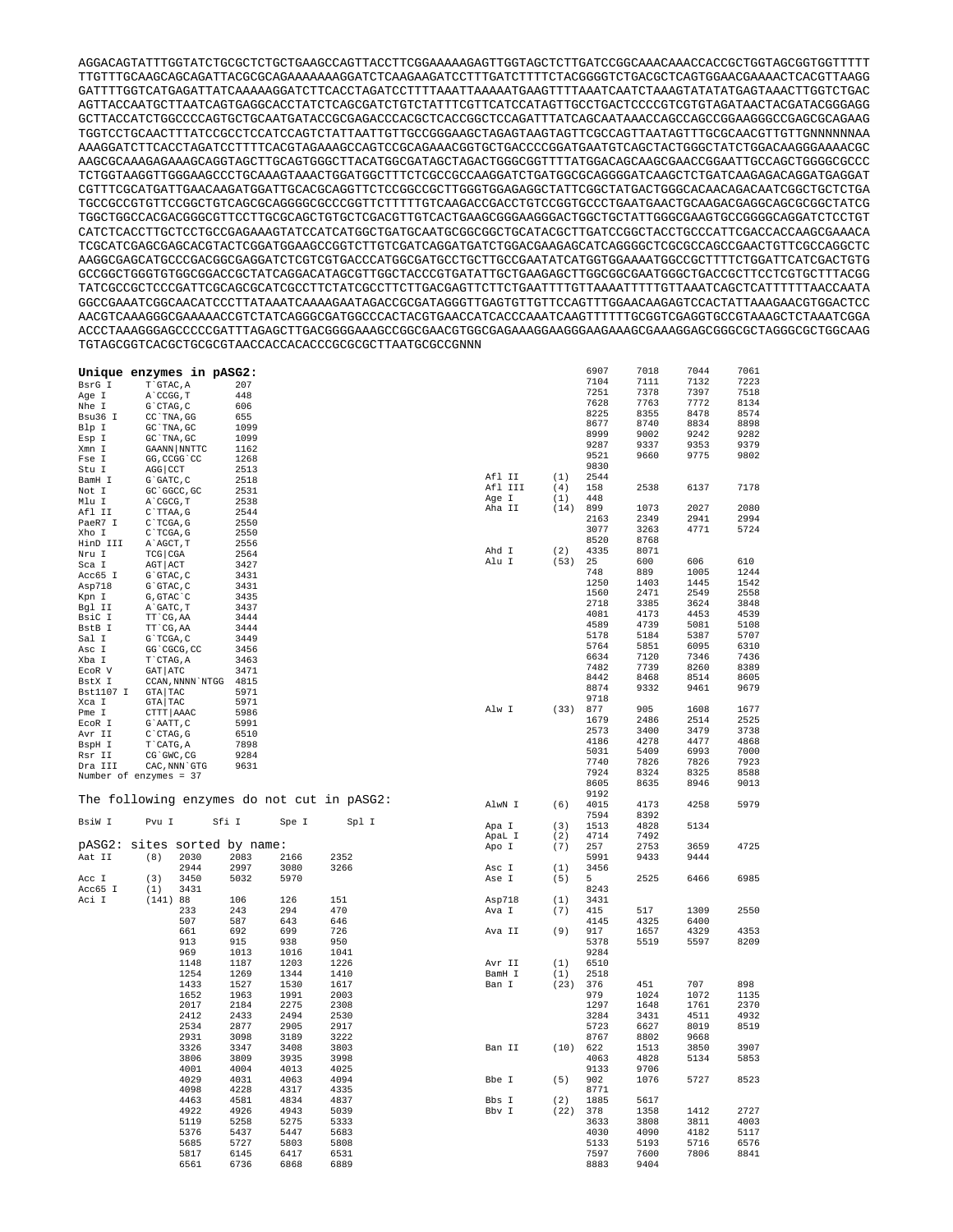```
AGGACAGTATTTGGTATCTGCGCTCTGCTGAAGCCAGTTACCTTCGGAAAAAGAGTTGGTAGCTCTTGATCCGGCAAACAAACCACCGCTGGTAGCGGTGGTTTTT
TTGTTTGCAAGCAGCAGATTACGCGCAGAAAAAAAGGATCTCAAGAAGATCCTTTGATCTTTTCTACGGGGTCTGACGCTCAGTGGAACGAAAACTCACGTTAAGG
GATTTTGGTCATGAGATTATCAAAAAGGATCTTCACCTAGATCCTTTTAAATTAAAAATGAAGTTTTAAATCAATCTAAAGTATATATGAGTAAACTTGGTCTGAC
AGTTACCAATGCTTAATCAGTGAGGCACCTATCTCAGCGATCTGTCTATTTCGTTCATCCATAGTTGCCTGACTCCCCGTCGTGTAGATAACTACGATACGGGAGG
GCTTACCATCTGGCCCCAGTGCTGCAATGATACCGCGAGACCCACGCTCACCGGCTCCAGATTTATCAGCAATAAACCAGCCAGCCGGAAGGGCCGAGCGCAGAAG
TGGTCCTGCAACTTTATCCGCCTCCATCCAGTCTATTAATTGTTGCCGGGAAGCTAGAGTAAGTAGTTCGCCAGTTAATAGTTTGCGCAACGTTGTTGNNNNNNAA
AAAGGATCTTCACCTAGATCCTTTTCACGTAGAAAGCCAGTCCGCAGAAACGGTGCTGACCCCGGATGAATGTCAGCTACTGGGCTATCTGGACAAGGGAAAACGC
AAGCGCAAAGAGAAAGCAGGTAGCTTGCAGTGGGCTTACATGGCGATAGCTAGACTGGGCGGTTTTATGGACAGCAAGCGAACCGGAATTGCCAGCTGGGGCGCCC
TCTGGTAAGGTTGGGAAGCCCTGCAAAGTAAACTGGATGGCTTTCTCGCCGCCAAGGATCTGATGGCGCAGGGGATCAAGCTCTGATCAAGAGACAGGATGAGGAT
CGTTTCGCATGATTGAACAAGATGGATTGCACGCAGGTTCTCCGGCCGCTTGGGTGGAGAGGCTATTCGGCTATGACTGGGCACAACAGACAATCGGCTGCTCTGA
TGCCGCCGTGTTCCGGCTGTCAGCGCAGGGGCGCCCGGTTCTTTTTGTCAAGACCGACCTGTCCGGTGCCCTGAATGAACTGCAAGACGAGGCAGCGCGGCTATCG
TGGCTGGCCACGACGGGCGTTCCTTGCGCAGCTGTGCTCGACGTTGTCACTGAAGCGGGAAGGGACTGGCTGCTATTGGGCGAAGTGCCGGGGCAGGATCTCCTGT
CATCTCACCTTGCTCCTGCCGAGAAAGTATCCATCATGGCTGATGCAATGCGGCGGCTGCATACGCTTGATCCGGCTACCTGCCCATTCGACCACCAAGCGAAACA
TCGCATCGAGCGAGCACGTACTCGGATGGAAGCCGGTCTTGTCGATCAGGATGATCTGGACGAAGAGCATCAGGGGCTCGCGCCAGCCGAACTGTTCGCCAGGCTC
AAGGCGAGCATGCCCGACGGCGAGGATCTCGTCGTGACCCATGGCGATGCCTGCTTGCCGAATATCATGGTGGAAAATGGCCGCTTTTCTGGATTCATCGACTGTG
GCCGGCTGGGTGTGGCGGACCGCTATCAGGACATAGCGTTGGCTACCCGTGATATTGCTGAAGAGCTTGGCGGCGAATGGGCTGACCGCTTCCTCGTGCTTTACGG
TATCGCCGCTCCCGATTCGCAGCGCATCGCCTTCTATCGCCTTCTTGACGAGTTCTTCTGAATTTTGTTAAAATTTTTGTTAAATCAGCTCATTTTTTAACCAATA
GGCCGAAATCGGCAACATCCCTTATAAATCAAAAGAATAGACCGCGATAGGGTTGAGTGTTGTTCCAGTTTGGAACAAGAGTCCACTATTAAAGAACGTGGACTCC
AACGTCAAAGGGCGAAAAACCGTCTATCAGGGCGATGGCCCACTACGTGAACCATCACCCAAATCAAGTTTTTTGCGGTCGAGGTGCCGTAAAGCTCTAAATCGGA
ACCCTAAAGGGAGCCCCCGATTTAGAGCTTGACGGGGAAAGCCGGCGAACGTGGCGAGAAAGGAAGGGAAGAAAGCGAAAGGAGCGGGCGCTAGGGCGCTGGCAAG
TGTAGCGGTCACGCTGCGCGTAACCACCACACCCGCGCGCTTAATGCGCCGNNN
```

**Unique enzymes in pASG2:**

```
BsrG I     T`GTAC,A        207
Age I      A`CCGG,T        448
Nhe I      G`CTAG,C        606
Bsu36 I    CC`TNA,GG       655
Blp I      GC`TNA,GC       1099
Esp I      GC`TNA,GC       1099
Xmn I      GAANN|NNTTC     1162
Fse I      GG,CCGG`CC      1268
Stu I      AGG|CCT         2513
BamH I     G`GATC,C        2518
Not I      GC`GGCC,GC      2531
Mlu I      A`CGCG,T        2538
Afl II     C`TTAA,G        2544
PaeR7 I    C`TCGA,G        2550
Xho I      C`TCGA,G        2550
HinD III   A`AGCT,T        2556
Nru I      TCG|CGA         2564
Sca I      AGT|ACT         3427
Acc65 I    G`GTAC,C        3431
Asp718     G`GTAC,C        3431
Kpn I      G,GTAC`C        3435
Bgl II     A`GATC,T        3437
BsiC I     TT`CG,AA        3444
BstB I     TT`CG,AA        3444
Sal I      G`TCGA,C        3449
Asc I      GG`CGCG,CC      3456
Xba I      T`CTAG,A        3463
EcoR V     GAT|ATC         3471
BstX I     CCAN,NNNN`NTGG  4815
Bst1107 I  GTA|TAC         5971
Xca I      GTA|TAC         5971
Pme I      CTTT|AAAC       5986
EcoR I     G`AATT,C        5991
Avr II     C`CTAG,G        6510
BspH I     T`CATG,A        7898
Rsr II     CG`GWC,CG       9284
Dra III    CAC,NNN`GTG     9631
Number of enzymes = 37
```

The following enzymes do not cut in pASG2:

```
BsiW I     Pvu I      Sfi I      Spe I      Spl I
```

pASG2: sites sorted by name:

```
Aat II    (8)   2030   2083   2166   2352
                2944   2997   3080   3266
Acc I     (3)   3450   5032   5970
Acc65 I   (1)   3431
Aci I     (141) 88     106    126    151
                233    243    294    470
                507    587    643    646
                661    692    699    726
                913    915    938    950
                969    1013   1016   1041
                1148   1187   1203   1226
                1254   1269   1344   1410
                1433   1527   1530   1617
                1652   1963   1991   2003
                2017   2184   2275   2308
                2412   2433   2494   2530
                2534   2877   2905   2917
                2931   3098   3189   3222
                3326   3347   3408   3803
                3806   3809   3935   3998
                4001   4004   4013   4025
                4029   4031   4063   4094
                4098   4228   4317   4335
                4463   4581   4834   4837
                4922   4926   4943   5039
                5119   5258   5275   5333
                5376   5437   5447   5683
                5685   5727   5803   5808
                5817   6145   6417   6531
                6561   6736   6868   6889
                6907   7018   7044   7061
                7104   7111   7132   7223
                7251   7378   7397   7518
                7628   7763   7772   8134
                8225   8355   8478   8574
                8677   8740   8834   8898
                8999   9002   9242   9282
                9287   9337   9353   9379
                9521   9660   9775   9802
                9830
Afl II    (1)   2544
Afl III   (4)   158    2538   6137   7178
Age I     (1)   448
Aha II    (14)  899    1073   2027   2080
                2163   2349   2941   2994
                3077   3263   4771   5724
                8520   8768
Ahd I     (2)   4335   8071
Alu I     (53)  25     600    606    610
                748    889    1005   1244
                1250   1403   1445   1542
                1560   2471   2549   2558
                2718   3385   3624   3848
                4081   4173   4453   4539
                4589   4739   5081   5108
                5178   5184   5387   5707
                5764   5851   6095   6310
                6634   7120   7346   7436
                7482   7739   8260   8389
                8442   8468   8514   8605
                8874   9332   9461   9679
                9718
Alw I     (33)  877    905    1608   1677
                1679   2486   2514   2525
                2573   3400   3479   3738
                4186   4278   4477   4868
                5031   5409   6993   7000
                7740   7826   7826   7923
                7924   8324   8325   8588
                8605   8635   8946   9013
                9192
AlwN I    (6)   4015   4173   4258   5979
                7594   8392
Apa I     (3)   1513   4828   5134
ApaL I    (2)   4714   7492
Apo I     (7)   257    2753   3659   4725
                5991   9433   9444
Asc I     (1)   3456
Ase I     (5)   5      2525   6466   6985
                8243
Asp718    (1)   3431
Ava I     (7)   415    517    1309   2550
                4145   4325   6400
Ava II    (9)   917    1657   4329   4353
                5378   5519   5597   8209
                9284
Avr II    (1)   6510
BamH I    (1)   2518
Ban I     (23)  376    451    707    898
                979    1024   1072   1135
                1297   1648   1761   2370
                3284   3431   4511   4932
                5723   6627   8019   8519
                8767   8802   9668
Ban II    (10)  622    1513   3850   3907
                4063   4828   5134   5853
                9133   9706
Bbe I     (5)   902    1076   5727   8523
                8771
Bbs I     (2)   1885   5617
Bbv I     (22)  378    1358   1412   2727
                3633   3808   3811   4003
                4030   4090   4182   5117
                5133   5193   5716   6576
                7597   7600   7806   8841
                8883   9404
```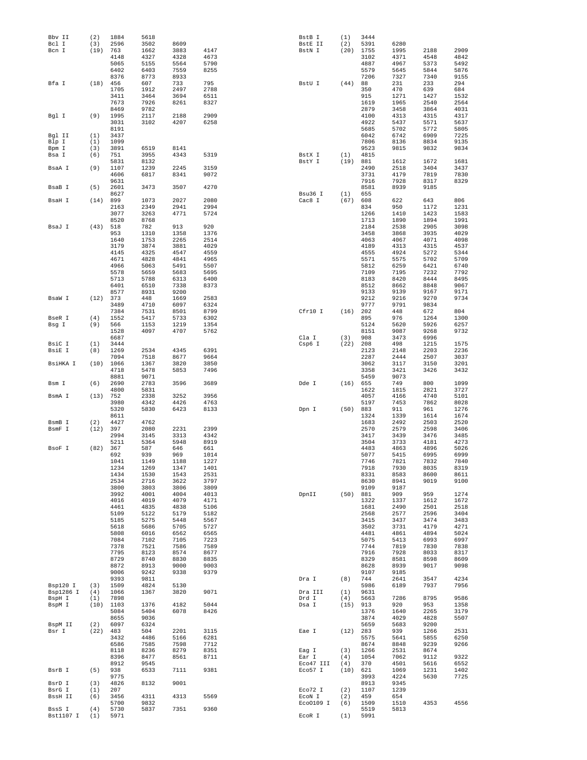```
Bbv II     (2)  1884   5618
Bcl I      (3)  2596   3502   8609
Bcn I     (19)  763    1662   3883   4147
                4148   4327   4328   4673
                5065   5155   5564   5790
                6402   6403   7559   8255
                8376   8773   8933
Bfa I     (18)  456    607    733    795
                1705   1912   2497   2788
                3411   3464   3694   6511
                7673   7926   8261   8327
                8469   9782
Bgl I      (9)  1995   2117   2188   2909
                3031   3102   4207   6258
                8191
Bgl II     (1)  3437
Blp I      (1)  1099
Bpm I      (3)  3891   6519   8141
Bsa I      (6)  751    3955   4343   5319
                5831   8132
BsaA I     (9)  1107   1239   2245   3159
                4606   6817   8341   9072
                9631
BsaB I     (5)  2601   3473   3507   4270
                8627
BsaH I    (14)  899    1073   2027   2080
                2163   2349   2941   2994
                3077   3263   4771   5724
                8520   8768
BsaJ I    (43)  518    782    913    920
                953    1310   1358   1376
                1640   1753   2265   2514
                3179   3874   3881   4029
                4145   4325   4547   4559
                4671   4828   4841   4965
                4966   5063   5491   5507
                5578   5659   5683   5695
                5713   5788   6313   6400
                6401   6510   7338   8373
                8577   8931   9200
BsaW I    (12)  373    448    1669   2583
                3489   4710   6097   6324
                7384   7531   8501   8799
BseR I     (4)  1552   5417   5733   6302
Bsg I      (9)  566    1153   1219   1354
                1528   4097   4707   5762
                6687
BsiC I     (1)  3444
BsiE I     (8)  1269   2534   4345   6391
                7094   7518   8677   9664
BsiHKA I  (10)  1066   1367   3820   3850
                4718   5478   5853   7496
                8881   9071
Bsm I      (6)  2690   2783   3596   3689
                4800   5831
BsmA I    (13)  752    2338   3252   3956
                3980   4342   4426   4763
                5320   5830   6423   8133
                8611
BsmB I     (2)  4427   4762
BsmF I    (12)  397    2080   2231   2399
                2994   3145   3313   4342
                5211   5364   5948   8919
BsoF I    (82)  367    587    646    661
                692    939    969    1014
                1041   1149   1188   1227
                1234   1269   1347   1401
                1434   1530   1543   2531
                2534   2716   3622   3797
                3800   3803   3806   3809
                3992   4001   4004   4013
                4016   4019   4079   4171
                4461   4835   4838   5106
                5109   5122   5179   5182
                5185   5275   5448   5567
                5618   5686   5705   5727
                5808   6016   6562   6565
                7084   7102   7105   7223
                7378   7521   7586   7589
                7795   8123   8574   8677
                8729   8740   8830   8835
                8872   8913   9000   9003
                9006   9242   9338   9379
                9393   9811
Bsp120 I   (3)  1509   4824   5130
Bsp1286 I  (4)  1066   1367   3820   9071
BspH I     (1)  7898
BspM I    (10)  1103   1376   4182   5044
                5084   5404   6078   8426
                8655   9036
BspM II    (2)  6097   6324
Bsr I     (22)  483    504    2201   3115
                3432   4486   5166   6281
                6586   7585   7598   7712
                8118   8236   8279   8351
                8396   8477   8561   8711
                8912   9545
BsrB I     (5)  938    6533   7111   9381
                9775
BsrD I     (3)  4826   8132   9001
BsrG I     (1)  207
BssH II    (6)  3456   4311   4313   5569
                5700   9832
BssS I     (4)  5730   5837   7351   9360
Bst1107 I  (1)  5971
BstB I     (1)  3444
BstE II    (2)  5391   6280
BstN I    (20)  1755   1995   2188   2909
                3102   4371   4548   4842
                4887   4967   5373   5492
                5579   5645   5844   5876
                7206   7327   7340   9155
BstU I    (44)  88     231    233    294
                350    470    639    684
                915    1271   1427   1532
                1619   1965   2540   2564
                2879   3458   3864   4031
                4100   4313   4315   4317
                4922   5437   5571   5637
                5685   5702   5772   5805
                6042   6742   6909   7225
                7806   8136   8834   9135
                9523   9815   9832   9834
BstX I     (1)  4815
BstY I    (19)  881    1612   1672   1681
                2490   2518   3404   3437
                3731   4179   7819   7830
                7916   7928   8317   8329
                8581   8939   9185
Bsu36 I    (1)  655
Cac8 I    (67)  608    622    643    806
                834    950    1172   1231
                1266   1410   1423   1583
                1713   1890   1894   1991
                2184   2538   2905   3098
                3458   3868   3935   4029
                4063   4067   4071   4098
                4189   4313   4315   4537
                4555   4924   5272   5344
                5571   5575   5702   5709
                5812   6259   6421   6740
                7109   7195   7232   7792
                8183   8420   8444   8495
                8512   8662   8848   9067
                9133   9139   9167   9171
                9212   9216   9270   9734
                9777   9791   9834
Cfr10 I   (16)  202    448    672    804
                895    976    1264   1300
                5124   5620   5926   6257
                8151   9087   9268   9732
Cla I      (3)  908    3473   6996
Csp6 I    (22)  208    498    1215   1575
                2123   2148   2203   2236
                2287   2444   2507   3037
                3062   3117   3150   3201
                3358   3421   3426   3432
                5459   9073
Dde I     (16)  655    749    800    1099
                1622   1815   2821   3727
                4057   4166   4740   5101
                5197   7453   7862   8028
Dpn I     (50)  883    911    961    1276
                1324   1339   1614   1674
                1683   2492   2503   2520
                2570   2579   2598   3406
                3417   3439   3476   3485
                3504   3733   4181   4273
                4483   4863   4896   5026
                5077   5415   6995   6999
                7746   7821   7832   7840
                7918   7930   8035   8319
                8331   8583   8600   8611
                8630   8941   9019   9100
                9109   9187
DpnII     (50)  881    909    959    1274
                1322   1337   1612   1672
                1681   2490   2501   2518
                2568   2577   2596   3404
                3415   3437   3474   3483
                3502   3731   4179   4271
                4481   4861   4894   5024
                5075   5413   6993   6997
                7744   7819   7830   7838
                7916   7928   8033   8317
                8329   8581   8598   8609
                8628   8939   9017   9098
                9107   9185
Dra I      (8)  744    2641   3547   4234
                5986   6189   7937   7956
Dra III    (1)  9631
Drd I      (4)  5663   7286   8795   9586
Dsa I     (15)  913    920    953    1358
                1376   1640   2265   3179
                3874   4029   4828   5507
                5659   5683   9200
Eae I     (12)  283    939    1266   2531
                5575   5641   5855   6250
                8674   8848   9239   9266
Eag I      (3)  1266   2531   8674
Ear I      (4)  1054   7062   9112   9322
Eco47 III  (4)  370    4501   5616   6552
Eco57 I   (10)  621    1069   1231   1402
                3993   4224   5630   7725
                8913   9345
Eco72 I    (2)  1107   1239
EcoN I     (2)  459    654
EcoO109 I  (6)  1509   1510   4353   4556
                5519   5813
EcoR I     (1)  5991
```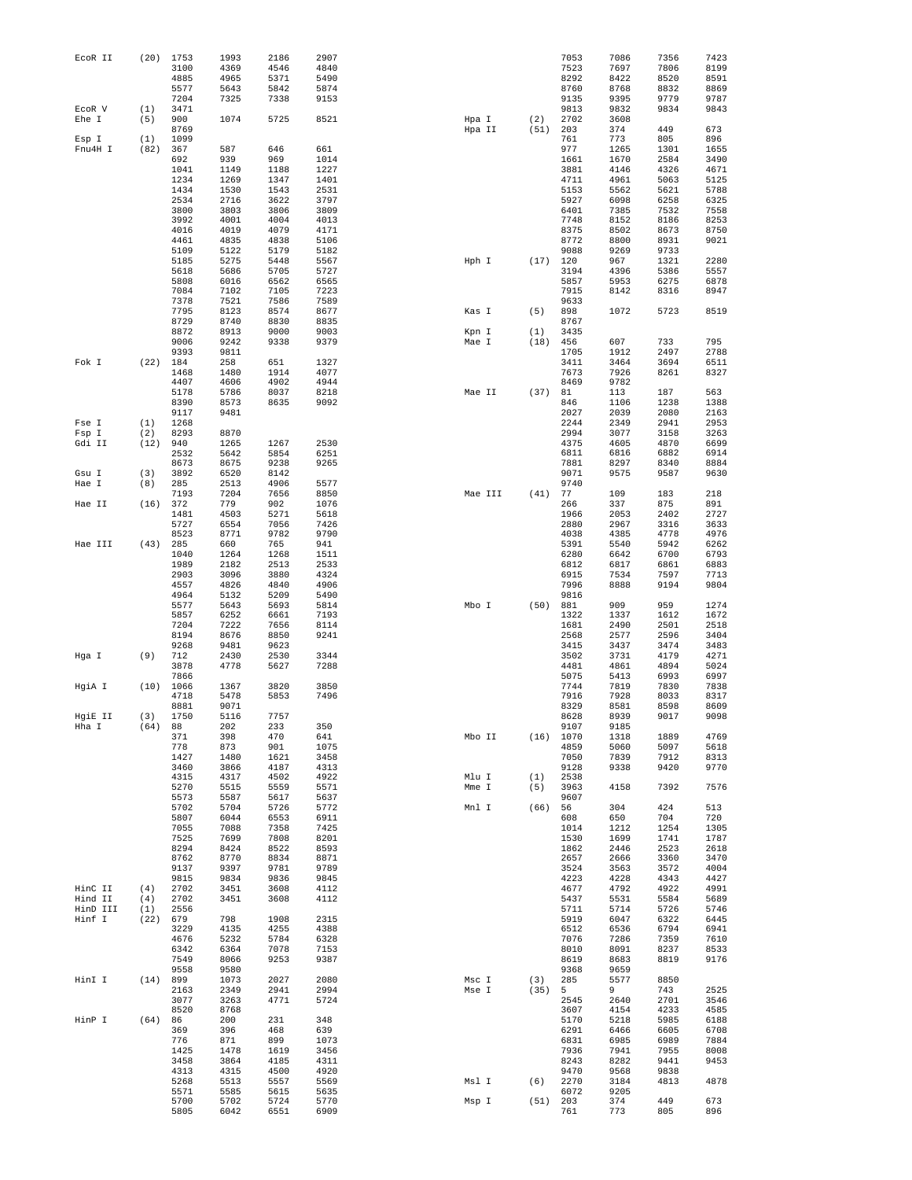```
EcoR II    (20)  1753   1993   2186   2907
                 3100   4369   4546   4840
                 4885   4965   5371   5490
                 5577   5643   5842   5874
                 7204   7325   7338   9153
EcoR V     (1)   3471
Ehe I      (5)   900    1074   5725   8521
                 8769
Esp I      (1)   1099
Fnu4H I    (82)  367    587    646    661
                 692    939    969    1014
                 1041   1149   1188   1227
                 1234   1269   1347   1401
                 1434   1530   1543   2531
                 2534   2716   3622   3797
                 3800   3803   3806   3809
                 3992   4001   4004   4013
                 4016   4019   4079   4171
                 4461   4835   4838   5106
                 5109   5122   5179   5182
                 5185   5275   5448   5567
                 5618   5686   5705   5727
                 5808   6016   6562   6565
                 7084   7102   7105   7223
                 7378   7521   7586   7589
                 7795   8123   8574   8677
                 8729   8740   8830   8835
                 8872   8913   9000   9003
                 9006   9242   9338   9379
                 9393   9811
Fok I      (22)  184    258    651    1327
                 1468   1480   1914   4077
                 4407   4606   4902   4944
                 5178   5786   8037   8218
                 8390   8573   8635   9092
                 9117   9481
Fse I      (1)   1268
Fsp I      (2)   8293   8870
Gdi II     (12)  940    1265   1267   2530
                 2532   5642   5854   6251
                 8673   8675   9238   9265
Gsu I      (3)   3892   6520   8142
Hae I      (8)   285    2513   4906   5577
                 7193   7204   7656   8850
Hae II     (16)  372    779    902    1076
                 1481   4503   5271   5618
                 5727   6554   7056   7426
                 8523   8771   9782   9790
Hae III    (43)  285    660    765    941
                 1040   1264   1268   1511
                 1989   2182   2513   2533
                 2903   3096   3880   4324
                 4557   4826   4840   4906
                 4964   5132   5209   5490
                 5577   5643   5693   5814
                 5857   6252   6661   7193
                 7204   7222   7656   8114
                 8194   8676   8850   9241
                 9268   9481   9623
Hga I      (9)   712    2430   2530   3344
                 3878   4778   5627   7288
                 7866
HgiA I     (10)  1066   1367   3820   3850
                 4718   5478   5853   7496
                 8881   9071
HgiE II    (3)   1750   5116   7757
Hha I      (64)  88     202    233    350
                 371    398    470    641
                 778    873    901    1075
                 1427   1480   1621   3458
                 3460   3866   4187   4313
                 4315   4317   4502   4922
                 5270   5515   5559   5571
                 5573   5587   5617   5637
                 5702   5704   5726   5772
                 5807   6044   6553   6911
                 7055   7088   7358   7425
                 7525   7699   7808   8201
                 8294   8424   8522   8593
                 8762   8770   8834   8871
                 9137   9397   9781   9789
                 9815   9834   9836   9845
HinC II    (4)   2702   3451   3608   4112
Hind II    (4)   2702   3451   3608   4112
HinD III   (1)   2556
Hinf I     (22)  679    798    1908   2315
                 3229   4135   4255   4388
                 4676   5232   5784   6328
                 6342   6364   7078   7153
                 7549   8066   9253   9387
                 9558   9580
HinI I     (14)  899    1073   2027   2080
                 2163   2349   2941   2994
                 3077   3263   4771   5724
                 8520   8768
HinP I     (64)  86     200    231    348
                 369    396    468    639
                 776    871    899    1073
                 1425   1478   1619   3456
                 3458   3864   4185   4311
                 4313   4315   4500   4920
                 5268   5513   5557   5569
                 5571   5585   5615   5635
                 5700   5702   5724   5770
                 5805   6042   6551   6909
                 7053   7086   7356   7423
                 7523   7697   7806   8199
                 8292   8422   8520   8591
                 8760   8768   8832   8869
                 9135   9395   9779   9787
                 9813   9832   9834   9843
Hpa I      (2)   2702   3608
Hpa II     (51)  203    374    449    673
                 761    773    805    896
                 977    1265   1301   1655
                 1661   1670   2584   3490
                 3881   4146   4326   4671
                 4711   4961   5063   5125
                 5153   5562   5621   5788
                 5927   6098   6258   6325
                 6401   7385   7532   7558
                 7748   8152   8186   8253
                 8375   8502   8673   8750
                 8772   8800   8931   9021
                 9088   9269   9733
Hph I      (17)  120    967    1321   2280
                 3194   4396   5386   5557
                 5857   5953   6275   6878
                 7915   8142   8316   8947
                 9633
Kas I      (5)   898    1072   5723   8519
                 8767
Kpn I      (1)   3435
Mae I      (18)  456    607    733    795
                 1705   1912   2497   2788
                 3411   3464   3694   6511
                 7673   7926   8261   8327
                 8469   9782
Mae II     (37)  81     113    187    563
                 846    1106   1238   1388
                 2027   2039   2080   2163
                 2244   2349   2941   2953
                 2994   3077   3158   3263
                 4375   4605   4870   6699
                 6811   6816   6882   6914
                 7881   8297   8340   8884
                 9071   9575   9587   9630
                 9740
Mae III    (41)  77     109    183    218
                 266    337    875    891
                 1966   2053   2402   2727
                 2880   2967   3316   3633
                 4038   4385   4778   4976
                 5391   5540   5942   6262
                 6280   6642   6700   6793
                 6812   6817   6861   6883
                 6915   7534   7597   7713
                 7996   8888   9194   9804
                 9816
Mbo I      (50)  881    909    959    1274
                 1322   1337   1612   1672
                 1681   2490   2501   2518
                 2568   2577   2596   3404
                 3415   3437   3474   3483
                 3502   3731   4179   4271
                 4481   4861   4894   5024
                 5075   5413   6993   6997
                 7744   7819   7830   7838
                 7916   7928   8033   8317
                 8329   8581   8598   8609
                 8628   8939   9017   9098
                 9107   9185
Mbo II     (16)  1070   1318   1889   4769
                 4859   5060   5097   5618
                 7050   7839   7912   8313
                 9128   9338   9420   9770
Mlu I      (1)   2538
Mme I      (5)   3963   4158   7392   7576
                 9607
Mnl I      (66)  56     304    424    513
                 608    650    704    720
                 1014   1212   1254   1305
                 1530   1699   1741   1787
                 1862   2446   2523   2618
                 2657   2666   3360   3470
                 3524   3563   3572   4004
                 4223   4228   4343   4427
                 4677   4792   4922   4991
                 5437   5531   5584   5689
                 5711   5714   5726   5746
                 5919   6047   6322   6445
                 6512   6536   6794   6941
                 7076   7286   7359   7610
                 8010   8091   8237   8533
                 8619   8683   8819   9176
                 9368   9659
Msc I      (3)   285    5577   8850
Mse I      (35)  5      9      743    2525
                 2545   2640   2701   3546
                 3607   4154   4233   4585
                 5170   5218   5985   6188
                 6291   6466   6605   6708
                 6831   6985   6989   7884
                 7936   7941   7955   8008
                 8243   8282   9441   9453
                 9470   9568   9838
Msl I      (6)   2270   3184   4813   4878
                 6072   9205
Msp I      (51)  203    374    449    673
                 761    773    805    896
```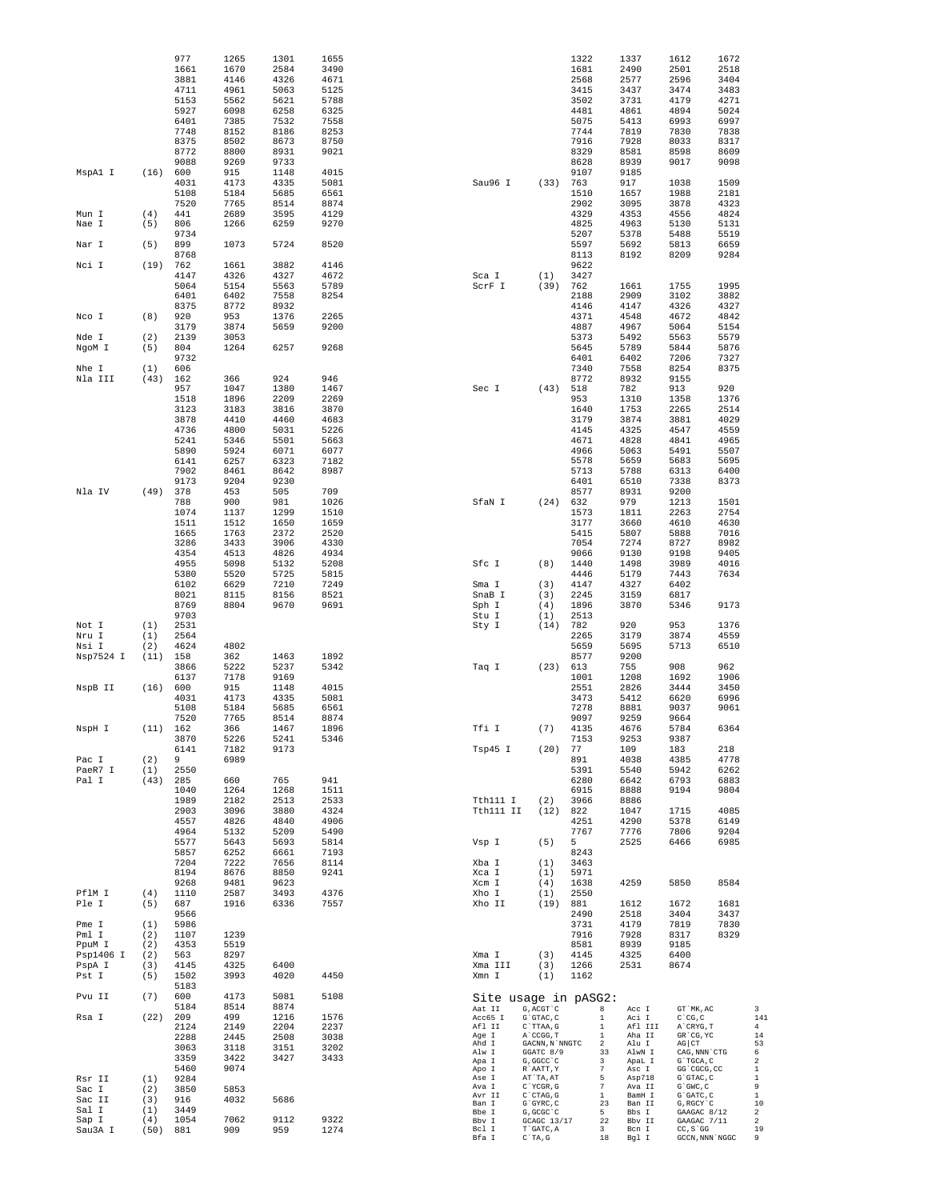```
                977      1265     1301     1655
                1661     1670     2584     3490
                3881     4146     4326     4671
                4711     4961     5063     5125
                5153     5562     5621     5788
                5927     6098     6258     6325
                6401     7385     7532     7558
                7748     8152     8186     8253
                8375     8502     8673     8750
                8772     8800     8931     9021
                9088     9269     9733
MspA1 I   (16)  600      915      1148     4015
                4031     4173     4335     5081
                5108     5184     5685     6561
                7520     7765     8514     8874
Mun I     (4)   441      2689     3595     4129
Nae I     (5)   806      1266     6259     9270
                9734
Nar I     (5)   899      1073     5724     8520
                8768
Nci I     (19)  762      1661     3882     4146
                4147     4326     4327     4672
                5064     5154     5563     5789
                6401     6402     7558     8254
                8375     8772     8932
Nco I     (8)   920      953      1376     2265
                3179     3874     5659     9200
Nde I     (2)   2139     3053
NgoM I    (5)   804      1264     6257     9268
                9732
Nhe I     (1)   606
Nla III   (43)  162      366      924      946
                957      1047     1380     1467
                1518     1896     2209     2269
                3123     3183     3816     3870
                3878     4410     4460     4683
                4736     4800     5031     5226
                5241     5346     5501     5663
                5890     5924     6071     6077
                6141     6257     6323     7182
                7902     8461     8642     8987
                9173     9204     9230
Nla IV    (49)  378      453      505      709
                788      900      981      1026
                1074     1137     1299     1510
                1511     1512     1650     1659
                1665     1763     2372     2520
                3286     3433     3906     4330
                4354     4513     4826     4934
                4955     5098     5132     5208
                5380     5520     5725     5815
                6102     6629     7210     7249
                8021     8115     8156     8521
                8769     8804     9670     9691
                9703
Not I     (1)   2531
Nru I     (1)   2564
Nsi I     (2)   4624     4802
Nsp7524 I (11)  158      362      1463     1892
                3866     5222     5237     5342
                6137     7178     9169
NspB II   (16)  600      915      1148     4015
                4031     4173     4335     5081
                5108     5184     5685     6561
                7520     7765     8514     8874
NspH I    (11)  162      366      1467     1896
                3870     5226     5241     5346
                6141     7182     9173
Pac I     (2)   9        6989
PaeR7 I   (1)   2550
Pal I     (43)  285      660      765      941
                1040     1264     1268     1511
                1989     2182     2513     2533
                2903     3096     3880     4324
                4557     4826     4840     4906
                4964     5132     5209     5490
                5577     5643     5693     5814
                5857     6252     6661     7193
                7204     7222     7656     8114
                8194     8676     8850     9241
                9268     9481     9623
PflM I    (4)   1110     2587     3493     4376
Ple I     (5)   687      1916     6336     7557
                9566
Pme I     (1)   5986
Pml I     (2)   1107     1239
PpuM I    (2)   4353     5519
Psp1406 I (2)   563      8297
PspA I    (3)   4145     4325     6400
Pst I     (5)   1502     3993     4020     4450
                5183
Pvu II    (7)   600      4173     5081     5108
                5184     8514     8874
Rsa I     (22)  209      499      1216     1576
                2124     2149     2204     2237
                2288     2445     2508     3038
                3063     3118     3151     3202
                3359     3422     3427     3433
                5460     9074
Rsr II    (1)   9284
Sac I     (2)   3850     5853
Sac II    (3)   916      4032     5686
Sal I     (1)   3449
Sap I     (4)   1054     7062     9112     9322
Sau3A I   (50)  881      909      959      1274
                1322     1337     1612     1672
                1681     2490     2501     2518
                2568     2577     2596     3404
                3415     3437     3474     3483
                3502     3731     4179     4271
                4481     4861     4894     5024
                5075     5413     6993     6997
                7744     7819     7830     7838
                7916     7928     8033     8317
                8329     8581     8598     8609
                8628     8939     9017     9098
                9107     9185
Sau96 I   (33)  763      917      1038     1509
                1510     1657     1988     2181
                2902     3095     3878     4323
                4329     4353     4556     4824
                4825     4963     5130     5131
                5207     5378     5488     5519
                5597     5692     5813     6659
                8113     8192     8209     9284
                9622
Sca I     (1)   3427
ScrF I    (39)  762      1661     1755     1995
                2188     2909     3102     3882
                4146     4147     4326     4327
                4371     4548     4672     4842
                4887     4967     5064     5154
                5373     5492     5563     5579
                5645     5789     5844     5876
                6401     6402     7206     7327
                7340     7558     8254     8375
                8772     8932     9155
Sec I     (43)  518      782      913      920
                953      1310     1358     1376
                1640     1753     2265     2514
                3179     3874     3881     4029
                4145     4325     4547     4559
                4671     4828     4841     4965
                4966     5063     5491     5507
                5578     5659     5683     5695
                5713     5788     6313     6400
                6401     6510     7338     8373
                8577     8931     9200
SfaN I    (24)  632      979      1213     1501
                1573     1811     2263     2754
                3177     3660     4610     4630
                5415     5807     5888     7016
                7054     7274     8727     8982
                9066     9130     9198     9405
Sfc I     (8)   1440     1498     3989     4016
                4446     5179     7443     7634
Sma I     (3)   4147     4327     6402
SnaB I    (3)   2245     3159     6817
Sph I     (4)   1896     3870     5346     9173
Stu I     (1)   2513
Sty I     (14)  782      920      953      1376
                2265     3179     3874     4559
                5659     5695     5713     6510
                8577     9200
Taq I     (23)  613      755      908      962
                1001     1208     1692     1906
                2551     2826     3444     3450
                3473     5412     6620     6996
                7278     8881     9037     9061
                9097     9259     9664
Tfi I     (7)   4135     4676     5784     6364
                7153     9253     9387
Tsp45 I   (20)  77       109      183      218
                891      4038     4385     4778
                5391     5540     5942     6262
                6280     6642     6793     6883
                6915     8888     9194     9804
Tth111 I  (2)   3966     8886
Tth111 II (12)  822      1047     1715     4085
                4251     4290     5378     6149
                7767     7776     7806     9204
Vsp I     (5)   5        2525     6466     6985
                8243
Xba I     (1)   3463
Xca I     (1)   5971
Xcm I     (4)   1638     4259     5850     8584
Xho I     (1)   2550
Xho II    (19)  881      1612     1672     1681
                2490     2518     3404     3437
                3731     4179     7819     7830
                7916     7928     8317     8329
                8581     8939     9185
Xma I     (3)   4145     4325     6400
Xma III   (3)   1266     2531     8674
Xmn I     (1)   1162
```

## Site usage in pASG2:

```
Aat II    G,ACGT`C         8     Acc I     GT`MK,AC         3
Acc65 I   G`GTAC,C         1     Aci I     C`CG,C           141
Afl II    C`TTAA,G         1     Afl III   A`CRYG,T         4
Age I     A`CCGG,T         1     Aha II    GR`CG,YC         14
Ahd I     GACNN,N`NNGTC    2     Alu I     AG|CT            53
Alw I     GGATC 8/9        33    AlwN I    CAG,NNN`CTG      6
Apa I     G,GGCC`C         3     ApaL I    G`TGCA,C         2
Apo I     R`AATT,Y         7     Asc I     GG`CGCG,CC       1
Ase I     AT`TA,AT         5     Asp718    G`GTAC,C         1
Ava I     C`YCGR,G         7     Ava II    G`GWC,C          9
Avr II    C`CTAG,G         1     BamH I    G`GATC,C         1
Ban I     G`GYRC,C         23    Ban II    G,RGCY`C         10
Bbe I     G,GCGC`C         5     Bbs I     GAAGAC 8/12      2
Bbv I     GCAGC 13/17      22    Bbv II    GAAGAC 7/11      2
Bcl I     T`GATC,A         3     Bcn I     CC,S`GG          19
Bfa I     C`TA,G           18    Bgl I     GCCN,NNN`NGGC    9
```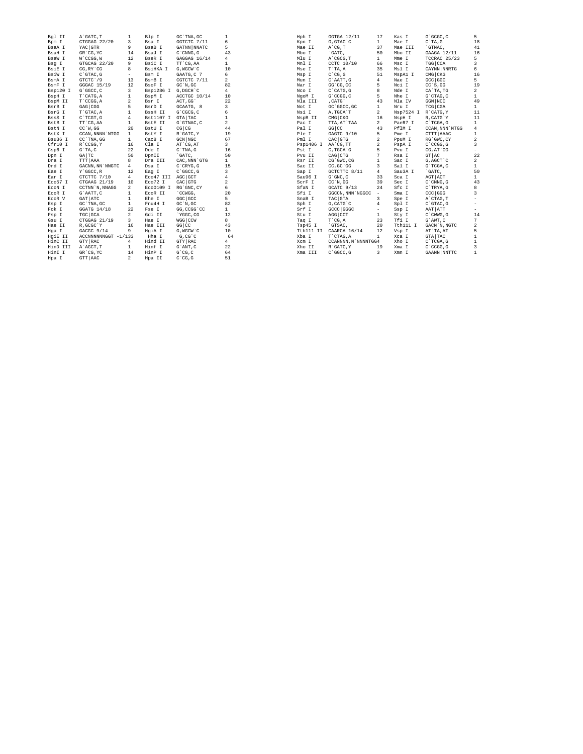| | | | | | |
|---|---|---|---|---|---|
| Bgl II | A`GATC,T | 1 | Blp I | GC`TNA,GC | 1 |
| Bpm I | CTGGAG 22/20 | 3 | Bsa I | GGTCTC 7/11 | 6 |
| BsaA I | YAC\|GTR | 9 | BsaB I | GATNN\|NNATC | 5 |
| BsaH I | GR`CG,YC | 14 | BsaJ I | C`CNNG,G | 43 |
| BsaW I | W`CCGG,W | 12 | BseR I | GAGGAG 16/14 | 4 |
| Bsg I | GTGCAG 22/20 | 9 | BsiC I | TT`CG,AA | 1 |
| BsiE I | CG,RY`CG | 8 | BsiHKA I | G,WGCW`C | 10 |
| BsiW I | C`GTAC,G | - | Bsm I | GAATG,C 7 | 6 |
| BsmA I | GTCTC`/9 | 13 | BsmB I | CGTCTC 7/11 | 2 |
| BsmF I | GGGAC 15/19 | 12 | BsoF I | GC`N,GC | 82 |
| Bsp120 I | G`GGCC,C | 3 | Bsp1286 I | G,DGCH`C | 4 |
| BspH I | T`CATG,A | 1 | BspM I | ACCTGC 10/14 | 10 |
| BspM II | T`CCGG,A | 2 | Bsr I | ACT,GG` | 22 |
| BsrB I | GAG\|CGG | 5 | BsrD I | GCAATG, 8 | 3 |
| BsrG I | T`GTAC,A | 1 | BssH II | G`CGCG,C | 6 |
| BssS I | C`TCGT,G | 4 | Bst1107 I | GTA\|TAC | 1 |
| BstB I | TT`CG,AA | 1 | BstE II | G`GTNAC,C | 2 |
| BstN I | CC`W,GG | 20 | BstU I | CG\|CG | 44 |
| BstX I | CCAN,NNNN`NTGG | 1 | BstY I | R`GATC,Y | 19 |
| Bsu36 I | CC`TNA,GG | 1 | Cac8 I | GCN\|NGC | 67 |
| Cfr10 I | R`CCGG,Y | 16 | Cla I | AT`CG,AT | 3 |
| Csp6 I | G`TA,C | 22 | Dde I | C`TNA,G | 16 |
| Dpn I | GA\|TC | 50 | DpnII | `GATC, | 50 |
| Dra I | TTT\|AAA | 8 | Dra III | CAC,NNN`GTG | 1 |
| Drd I | GACNN,NN`NNGTC | 4 | Dsa I | C`CRYG,G | 15 |
| Eae I | Y`GGCC,R | 12 | Eag I | C`GGCC,G | 3 |
| Ear I | CTCTTC 7/10 | 4 | Eco47 III | AGC\|GCT | 4 |
| Eco57 I | CTGAAG 21/19 | 10 | Eco72 I | CAC\|GTG | 2 |
| EcoN I | CCTNN`N,NNAGG | 2 | Eco0109 I | RG`GNC,CY | 6 |
| EcoR I | G`AATT,C | 1 | EcoR II | `CCWGG, | 20 |
| EcoR V | GAT\|ATC | 1 | Ehe I | GGC\|GCC | 5 |
| Esp I | GC`TNA,GC | 1 | Fnu4H I | GC`N,GC | 82 |
| Fok I | GGATG 14/18 | 22 | Fse I | GG,CCGG`CC | 1 |
| Fsp I | TGC\|GCA | 2 | Gdi II | `YGGC,CG | 12 |
| Gsu I | CTGGAG 21/19 | 3 | Hae I | WGG\|CCW | 8 |
| Hae II | R,GCGC`Y | 16 | Hae III | GG\|CC | 43 |
| Hga I | GACGC 9/14 | 9 | HgiA I | G,WGCW`C | 10 |
| HgiE II | ACCNNNNNNGGT -1/133 | | Hha I | G,CG`C | 64 |
| HinC II | GTY\|RAC | 4 | Hind II | GTY\|RAC | 4 |
| HinD III | A`AGCT,T | 1 | Hinf I | G`ANT,C | 22 |
| HinI I | GR`CG,YC | 14 | HinP I | G`CG,C | 64 |
| Hpa I | GTT\|AAC | 2 | Hpa II | C`CG,G | 51 |
| Hph I | GGTGA 12/11 | 17 | Kas I | G`GCGC,C | 5 |
| Kpn I | G,GTAC`C | 1 | Mae I | C`TA,G | 18 |
| Mae II | A`CG,T | 37 | Mae III | `GTNAC, | 41 |
| Mbo I | `GATC, | 50 | Mbo II | GAAGA 12/11 | 16 |
| Mlu I | A`CGCG,T | 1 | Mme I | TCCRAC 25/23 | 5 |
| Mnl I | CCTC 10/10 | 66 | Msc I | TGG\|CCA | 3 |
| Mse I | T`TA,A | 35 | Msl I | CAYNN\|NNRTG | 6 |
| Msp I | C`CG,G | 51 | MspA1 I | CMG\|CKG | 16 |
| Mun I | C`AATT,G | 4 | Nae I | GCC\|GGC | 5 |
| Nar I | GG`CG,CC | 5 | Nci I | CC`S,GG | 19 |
| Nco I | C`CATG,G | 8 | Nde I | CA`TA,TG | 2 |
| NgoM I | G`CCGG,C | 5 | Nhe I | G`CTAG,C | 1 |
| Nla III | ,CATG` | 43 | Nla IV | GGN\|NCC | 49 |
| Not I | GC`GGCC,GC | 1 | Nru I | TCG\|CGA | 1 |
| Nsi I | A,TGCA`T | 2 | Nsp7524 I | R`CATG,Y | 11 |
| NspB II | CMG\|CKG | 16 | NspH I | R,CATG`Y | 11 |
| Pac I | TTA,AT`TAA | 2 | PaeR7 I | C`TCGA,G | 1 |
| Pal I | GG\|CC | 43 | PflM I | CCAN,NNN`NTGG | 4 |
| Ple I | GAGTC 9/10 | 5 | Pme I | CTTT\|AAAC | 1 |
| Pml I | CAC\|GTG | 2 | PpuM I | RG`GWC,CY | 2 |
| Psp1406 I | AA`CG,TT | 2 | PspA I | C`CCGG,G | 3 |
| Pst I | C,TGCA`G | 5 | Pvu I | CG,AT`CG | - |
| Pvu II | CAG\|CTG | 7 | Rsa I | GT\|AC | 22 |
| Rsr II | CG`GWC,CG | 1 | Sac I | G,AGCT`C | 2 |
| Sac II | CC,GC`GG | 3 | Sal I | G`TCGA,C | 1 |
| Sap I | GCTCTTC 8/11 | 4 | Sau3A I | `GATC, | 50 |
| Sau96 I | G`GNC,C | 33 | Sca I | AGT\|ACT | 1 |
| ScrF I | CC`N,GG | 39 | Sec I | C`CNNG,G | 43 |
| SfaN I | GCATC 9/13 | 24 | Sfc I | C`TRYA,G | 8 |
| Sfi I | GGCCN,NNN`NGGCC | - | Sma I | CCC\|GGG | 3 |
| SnaB I | TAC\|GTA | 3 | Spe I | A`CTAG,T | - |
| Sph I | G,CATG`C | 4 | Spl I | C`GTAC,G | - |
| Srf I | GCCC\|GGGC | - | Ssp I | AAT\|ATT | - |
| Stu I | AGG\|CCT | 1 | Sty I | C`CWWG,G | 14 |
| Taq I | T`CG,A | 23 | Tfi I | G`AWT,C | 7 |
| Tsp45 I | `GTSAC, | 20 | Tth111 I | GACN`N,NGTC | 2 |
| Tth111 II | CAARCA 16/14 | 12 | Vsp I | AT`TA,AT | 5 |
| Xba I | T`CTAG,A | 1 | Xca I | GTA\|TAC | 1 |
| Xcm I | CCANNNN,N`NNNNTGG | 4 | Xho I | C`TCGA,G | 1 |
| Xho II | R`GATC,Y | 19 | Xma I | C`CCGG,G | 3 |
| Xma III | C`GGCC,G | 3 | Xmn I | GAANN\|NNTTC | 1 |